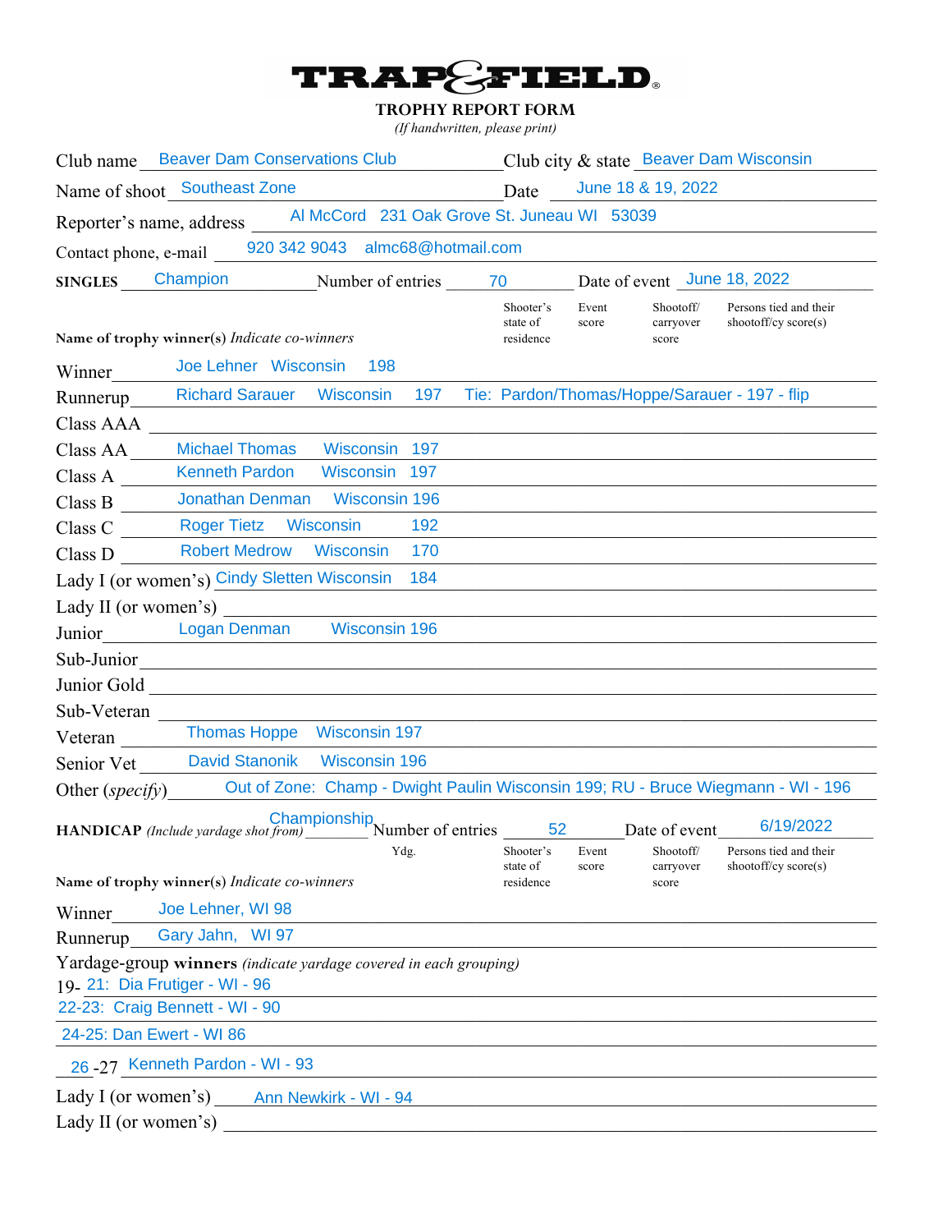# TRAP & FIELD®

## TROPHY REPORT FORM

*(If handwritten, please print)*

Club name: Beaver Dam Conservations Club  
Club city & state: Beaver Dam Wisconsin  
Name of shoot: Southeast Zone  
Date: June 18 & 19, 2022  
Reporter's name, address: Al McCord 231 Oak Grove St. Juneau WI 53039  
Contact phone, e-mail: 920 342 9043 almc68@hotmail.com

**SINGLES** Champion  Number of entries: 70  Date of event: June 18, 2022

| **Name of trophy winner(s)** *Indicate co-winners* | | Shooter's state of residence | Event score | Shootoff/ carryover score | Persons tied and their shootoff/cy score(s) |
|---|---|---|---|---|---|
| Winner | Joe Lehner | Wisconsin | 198 | | |
| Runnerup | Richard Sarauer | Wisconsin | 197 | | Tie: Pardon/Thomas/Hoppe/Sarauer - 197 - flip |
| Class AAA | | | | | |
| Class AA | Michael Thomas | Wisconsin | 197 | | |
| Class A | Kenneth Pardon | Wisconsin | 197 | | |
| Class B | Jonathan Denman | Wisconsin | 196 | | |
| Class C | Roger Tietz | Wisconsin | 192 | | |
| Class D | Robert Medrow | Wisconsin | 170 | | |
| Lady I (or women's) | Cindy Sletten | Wisconsin | 184 | | |
| Lady II (or women's) | | | | | |
| Junior | Logan Denman | Wisconsin | 196 | | |
| Sub-Junior | | | | | |
| Junior Gold | | | | | |
| Sub-Veteran | | | | | |
| Veteran | Thomas Hoppe | Wisconsin | 197 | | |
| Senior Vet | David Stanonik | Wisconsin | 196 | | |
| Other (*specify*) | Out of Zone: Champ - Dwight Paulin Wisconsin 199; RU - Bruce Wiegmann - WI - 196 | | | | |

**HANDICAP** *(Include yardage shot from)* Championship  Number of entries: 52  Date of event: 6/19/2022

| **Name of trophy winner(s)** *Indicate co-winners* | | Ydg. | Shooter's state of residence | Event score | Shootoff/ carryover score | Persons tied and their shootoff/cy score(s) |
|---|---|---|---|---|---|---|
| Winner | Joe Lehner, WI 98 | | | | | |
| Runnerup | Gary Jahn, WI 97 | | | | | |

Yardage-group **winners** *(indicate yardage covered in each grouping)*

19-21: Dia Frutiger - WI - 96  
22-23: Craig Bennett - WI - 90  
24-25: Dan Ewert - WI 86  
26-27 Kenneth Pardon - WI - 93

Lady I (or women's): Ann Newkirk - WI - 94  
Lady II (or women's):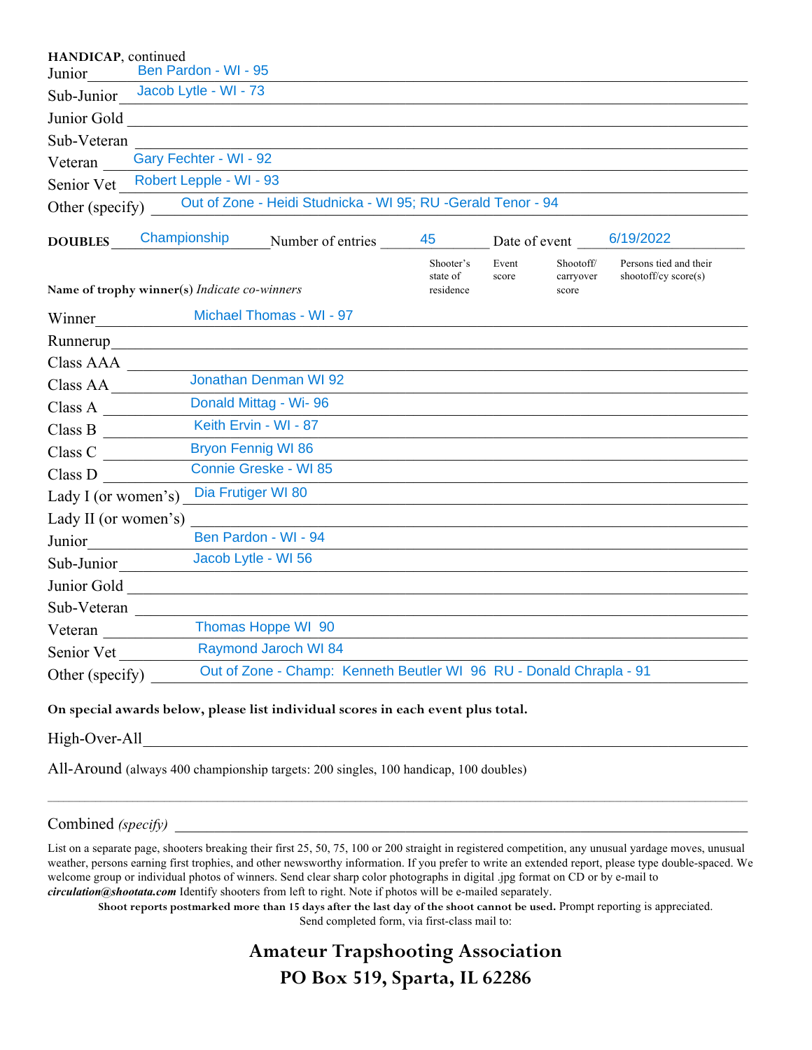**HANDICAP**, continued

Junior Ben Pardon - WI - 95

Sub-Junior Jacob Lytle - WI - 73

Junior Gold

Sub-Veteran

Veteran Gary Fechter - WI - 92

Senior Vet Robert Lepple - WI - 93

Other (specify) Out of Zone - Heidi Studnicka - WI 95; RU -Gerald Tenor - 94

**DOUBLES** Championship Number of entries 45 Date of event 6/19/2022

| **Name of trophy winner(s)** *Indicate co-winners* | Shooter's state of residence | Event score | Shootoff/ carryover score | Persons tied and their shootoff/cy score(s) |
|---|---|---|---|---|
| Winner Michael Thomas - WI - 97 | | | | |
| Runnerup | | | | |
| Class AAA | | | | |
| Class AA Jonathan Denman WI 92 | | | | |
| Class A Donald Mittag - Wi- 96 | | | | |
| Class B Keith Ervin - WI - 87 | | | | |
| Class C Bryon Fennig WI 86 | | | | |
| Class D Connie Greske - WI 85 | | | | |
| Lady I (or women's) Dia Frutiger WI 80 | | | | |
| Lady II (or women's) | | | | |
| Junior Ben Pardon - WI - 94 | | | | |
| Sub-Junior Jacob Lytle - WI 56 | | | | |
| Junior Gold | | | | |
| Sub-Veteran | | | | |
| Veteran Thomas Hoppe WI 90 | | | | |
| Senior Vet Raymond Jaroch WI 84 | | | | |
| Other (specify) Out of Zone - Champ: Kenneth Beutler WI 96 RU - Donald Chrapla - 91 | | | | |

**On special awards below, please list individual scores in each event plus total.**

High-Over-All

All-Around (always 400 championship targets: 200 singles, 100 handicap, 100 doubles)

Combined *(specify)*

List on a separate page, shooters breaking their first 25, 50, 75, 100 or 200 straight in registered competition, any unusual yardage moves, unusual weather, persons earning first trophies, and other newsworthy information. If you prefer to write an extended report, please type double-spaced. We welcome group or individual photos of winners. Send clear sharp color photographs in digital .jpg format on CD or by e-mail to ***circulation@shootata.com*** Identify shooters from left to right. Note if photos will be e-mailed separately.

**Shoot reports postmarked more than 15 days after the last day of the shoot cannot be used.** Prompt reporting is appreciated.

Send completed form, via first-class mail to:

**Amateur Trapshooting Association**
**PO Box 519, Sparta, IL 62286**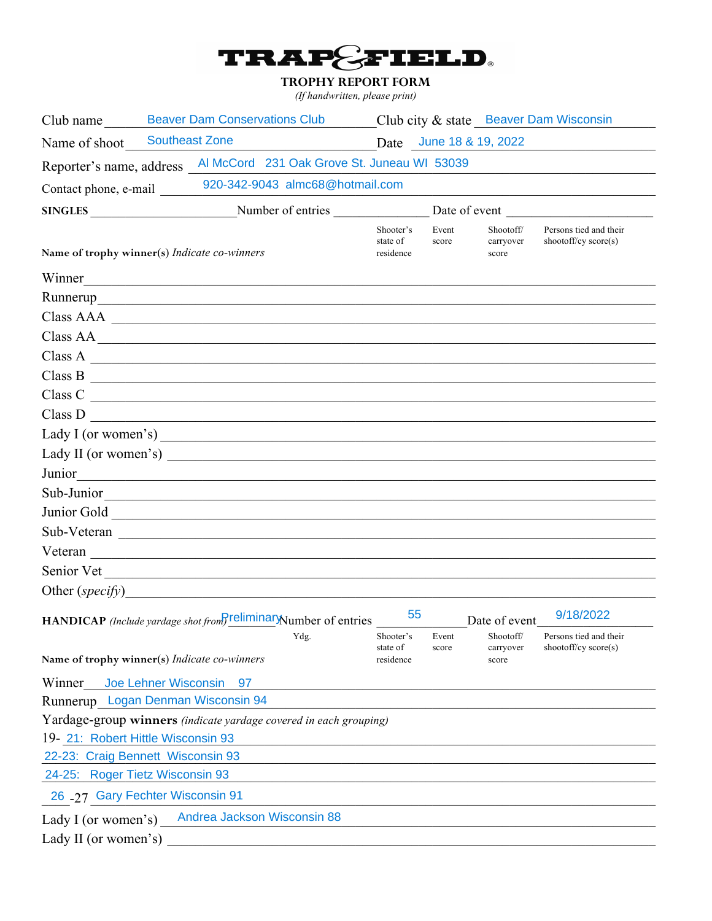# TRAP & FIELD

**TROPHY REPORT FORM**

*(If handwritten, please print)*

Club name: Beaver Dam Conservations Club    Club city & state: Beaver Dam Wisconsin

Name of shoot: Southeast Zone    Date: June 18 & 19, 2022

Reporter's name, address: Al McCord 231 Oak Grove St. Juneau WI 53039

Contact phone, e-mail: 920-342-9043 almc68@hotmail.com

**SINGLES** ______ Number of entries ______ Date of event ______

| Name of trophy winner(s) *Indicate co-winners* | Shooter's state of residence | Event score | Shootoff/ carryover score | Persons tied and their shootoff/cy score(s) |
|---|---|---|---|---|
| Winner | | | | |
| Runnerup | | | | |
| Class AAA | | | | |
| Class AA | | | | |
| Class A | | | | |
| Class B | | | | |
| Class C | | | | |
| Class D | | | | |
| Lady I (or women's) | | | | |
| Lady II (or women's) | | | | |
| Junior | | | | |
| Sub-Junior | | | | |
| Junior Gold | | | | |
| Sub-Veteran | | | | |
| Veteran | | | | |
| Senior Vet | | | | |
| Other (*specify*) | | | | |

**HANDICAP** *(Include yardage shot from)* Preliminary Number of entries 55 Date of event 9/18/2022

| Name of trophy winner(s) *Indicate co-winners* | Ydg. | Shooter's state of residence | Event score | Shootoff/ carryover score | Persons tied and their shootoff/cy score(s) |
|---|---|---|---|---|---|
| Winner: Joe Lehner Wisconsin 97 | | | | | |
| Runnerup: Logan Denman Wisconsin 94 | | | | | |

Yardage-group **winners** *(indicate yardage covered in each grouping)*

| | | | | | |
|---|---|---|---|---|---|
| 19-21: Robert Hittle Wisconsin 93 | | | | | |
| 22-23: Craig Bennett Wisconsin 93 | | | | | |
| 24-25: Roger Tietz Wisconsin 93 | | | | | |
| 26-27: Gary Fechter Wisconsin 91 | | | | | |
| Lady I (or women's): Andrea Jackson Wisconsin 88 | | | | | |
| Lady II (or women's) | | | | | |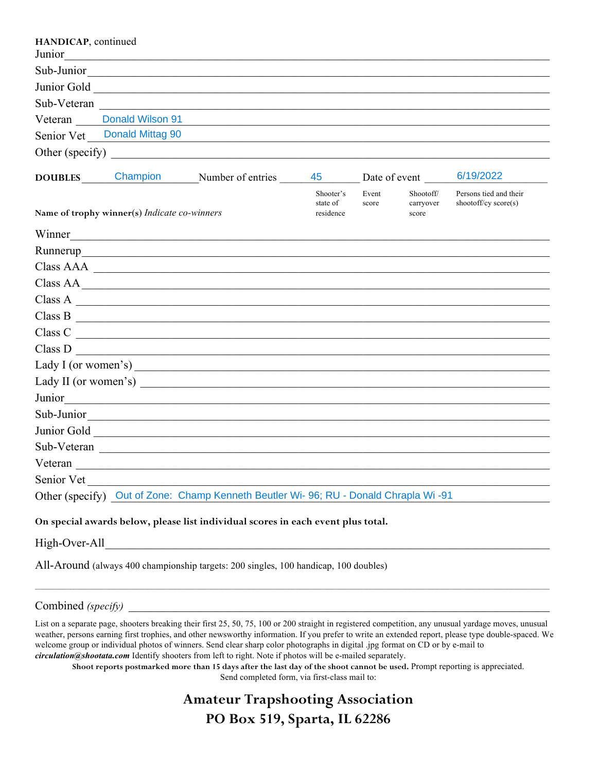**HANDICAP**, continued

Junior \_\_\_\_\_\_\_\_\_\_\_\_\_\_\_\_\_\_\_\_

Sub-Junior \_\_\_\_\_\_\_\_\_\_\_\_\_\_\_\_\_\_\_\_

Junior Gold \_\_\_\_\_\_\_\_\_\_\_\_\_\_\_\_\_\_\_\_

Sub-Veteran \_\_\_\_\_\_\_\_\_\_\_\_\_\_\_\_\_\_\_\_

Veteran Donald Wilson 91

Senior Vet Donald Mittag 90

Other (specify) \_\_\_\_\_\_\_\_\_\_\_\_\_\_\_\_\_\_\_\_

**DOUBLES** Champion Number of entries 45 Date of event 6/19/2022

| Name of trophy winner(s) *Indicate co-winners* | Shooter's state of residence | Event score | Shootoff/ carryover score | Persons tied and their shootoff/cy score(s) |
|---|---|---|---|---|
| Winner | | | | |
| Runnerup | | | | |
| Class AAA | | | | |
| Class AA | | | | |
| Class A | | | | |
| Class B | | | | |
| Class C | | | | |
| Class D | | | | |
| Lady I (or women's) | | | | |
| Lady II (or women's) | | | | |
| Junior | | | | |
| Sub-Junior | | | | |
| Junior Gold | | | | |
| Sub-Veteran | | | | |
| Veteran | | | | |
| Senior Vet | | | | |
| Other (specify) Out of Zone: Champ Kenneth Beutler Wi- 96; RU - Donald Chrapla Wi -91 | | | | |

**On special awards below, please list individual scores in each event plus total.**

High-Over-All \_\_\_\_\_\_\_\_\_\_\_\_\_\_\_\_\_\_\_\_

All-Around (always 400 championship targets: 200 singles, 100 handicap, 100 doubles)

---

Combined *(specify)* \_\_\_\_\_\_\_\_\_\_\_\_\_\_\_\_\_\_\_\_

List on a separate page, shooters breaking their first 25, 50, 75, 100 or 200 straight in registered competition, any unusual yardage moves, unusual weather, persons earning first trophies, and other newsworthy information. If you prefer to write an extended report, please type double-spaced. We welcome group or individual photos of winners. Send clear sharp color photographs in digital .jpg format on CD or by e-mail to ***circulation@shootata.com*** Identify shooters from left to right. Note if photos will be e-mailed separately.

**Shoot reports postmarked more than 15 days after the last day of the shoot cannot be used.** Prompt reporting is appreciated.

Send completed form, via first-class mail to:

**Amateur Trapshooting Association**

**PO Box 519, Sparta, IL 62286**